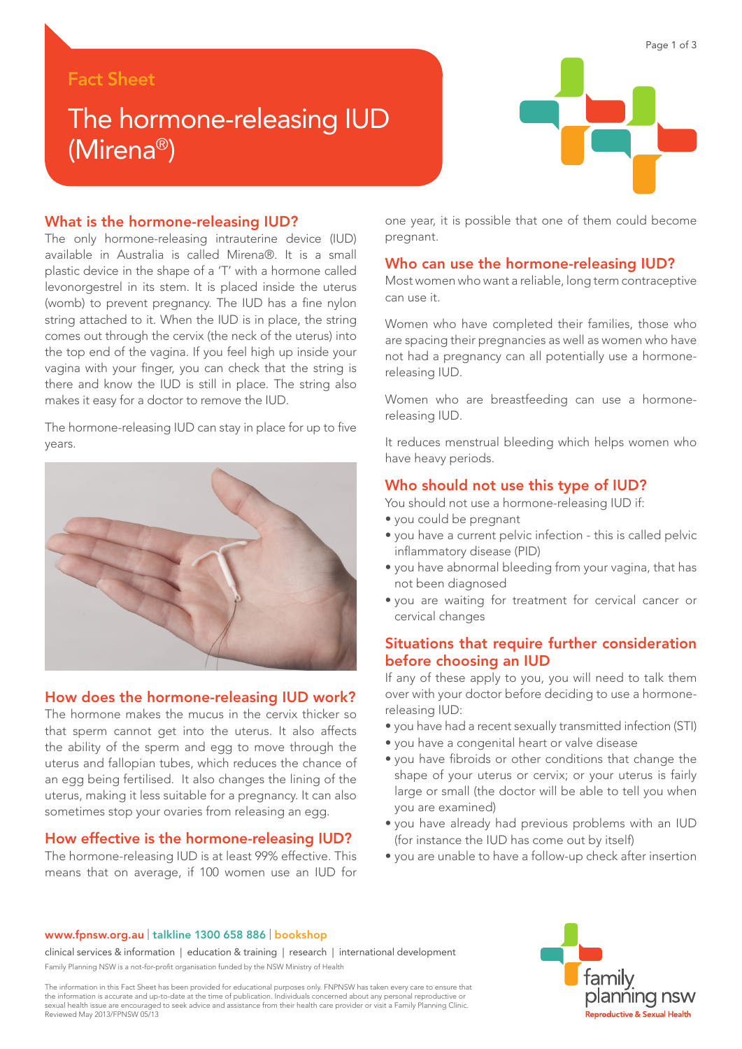Fact Sheet

# The hormone-releasing IUD (Mirena®)

## What is the hormone-releasing IUD?

The only hormone-releasing intrauterine device (IUD) available in Australia is called Mirena®. It is a small plastic device in the shape of a 'T' with a hormone called levonorgestrel in its stem. It is placed inside the uterus (womb) to prevent pregnancy. The IUD has a fine nylon string attached to it. When the IUD is in place, the string comes out through the cervix (the neck of the uterus) into the top end of the vagina. If you feel high up inside your vagina with your finger, you can check that the string is there and know the IUD is still in place. The string also makes it easy for a doctor to remove the IUD.

The hormone-releasing IUD can stay in place for up to five years.

## How does the hormone-releasing IUD work?

The hormone makes the mucus in the cervix thicker so that sperm cannot get into the uterus. It also affects the ability of the sperm and egg to move through the uterus and fallopian tubes, which reduces the chance of an egg being fertilised. It also changes the lining of the uterus, making it less suitable for a pregnancy. It can also sometimes stop your ovaries from releasing an egg.

## How effective is the hormone-releasing IUD?

The hormone-releasing IUD is at least 99% effective. This means that on average, if 100 women use an IUD for one year, it is possible that one of them could become pregnant.

## Who can use the hormone-releasing IUD?

Most women who want a reliable, long term contraceptive can use it.

Women who have completed their families, those who are spacing their pregnancies as well as women who have not had a pregnancy can all potentially use a hormone-releasing IUD.

Women who are breastfeeding can use a hormone-releasing IUD.

It reduces menstrual bleeding which helps women who have heavy periods.

## Who should not use this type of IUD?

You should not use a hormone-releasing IUD if:

- you could be pregnant
- you have a current pelvic infection - this is called pelvic inflammatory disease (PID)
- you have abnormal bleeding from your vagina, that has not been diagnosed
- you are waiting for treatment for cervical cancer or cervical changes

## Situations that require further consideration before choosing an IUD

If any of these apply to you, you will need to talk them over with your doctor before deciding to use a hormone-releasing IUD:

- you have had a recent sexually transmitted infection (STI)
- you have a congenital heart or valve disease
- you have fibroids or other conditions that change the shape of your uterus or cervix; or your uterus is fairly large or small (the doctor will be able to tell you when you are examined)
- you have already had previous problems with an IUD (for instance the IUD has come out by itself)
- you are unable to have a follow-up check after insertion

www.fpnsw.org.au | talkline 1300 658 886 | bookshop

clinical services & information | education & training | research | international development

Family Planning NSW is a not-for-profit organisation funded by the NSW Ministry of Health

The information in this Fact Sheet has been provided for educational purposes only. FPNSW has taken every care to ensure that the information is accurate and up-to-date at the time of publication. Individuals concerned about any personal reproductive or sexual health issue are encouraged to seek advice and assistance from their health care provider or visit a Family Planning Clinic. Reviewed May 2013/FPNSW 05/13

family planning nsw
Reproductive & Sexual Health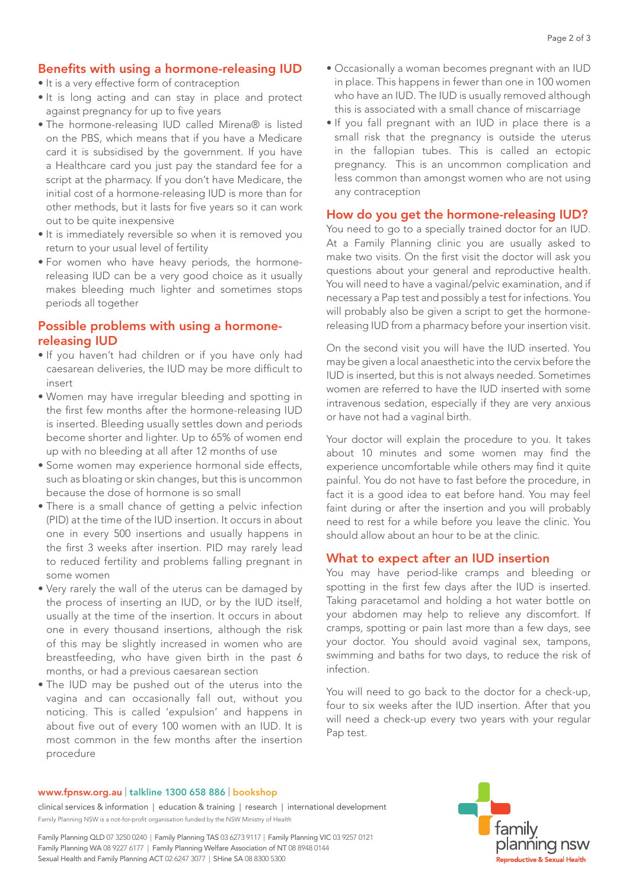## Benefits with using a hormone-releasing IUD

- It is a very effective form of contraception
- It is long acting and can stay in place and protect against pregnancy for up to five years
- The hormone-releasing IUD called Mirena® is listed on the PBS, which means that if you have a Medicare card it is subsidised by the government. If you have a Healthcare card you just pay the standard fee for a script at the pharmacy. If you don't have Medicare, the initial cost of a hormone-releasing IUD is more than for other methods, but it lasts for five years so it can work out to be quite inexpensive
- It is immediately reversible so when it is removed you return to your usual level of fertility
- For women who have heavy periods, the hormone-releasing IUD can be a very good choice as it usually makes bleeding much lighter and sometimes stops periods all together

## Possible problems with using a hormone-releasing IUD

- If you haven't had children or if you have only had caesarean deliveries, the IUD may be more difficult to insert
- Women may have irregular bleeding and spotting in the first few months after the hormone-releasing IUD is inserted. Bleeding usually settles down and periods become shorter and lighter. Up to 65% of women end up with no bleeding at all after 12 months of use
- Some women may experience hormonal side effects, such as bloating or skin changes, but this is uncommon because the dose of hormone is so small
- There is a small chance of getting a pelvic infection (PID) at the time of the IUD insertion. It occurs in about one in every 500 insertions and usually happens in the first 3 weeks after insertion. PID may rarely lead to reduced fertility and problems falling pregnant in some women
- Very rarely the wall of the uterus can be damaged by the process of inserting an IUD, or by the IUD itself, usually at the time of the insertion. It occurs in about one in every thousand insertions, although the risk of this may be slightly increased in women who are breastfeeding, who have given birth in the past 6 months, or had a previous caesarean section
- The IUD may be pushed out of the uterus into the vagina and can occasionally fall out, without you noticing. This is called 'expulsion' and happens in about five out of every 100 women with an IUD. It is most common in the few months after the insertion procedure
- Occasionally a woman becomes pregnant with an IUD in place. This happens in fewer than one in 100 women who have an IUD. The IUD is usually removed although this is associated with a small chance of miscarriage
- If you fall pregnant with an IUD in place there is a small risk that the pregnancy is outside the uterus in the fallopian tubes. This is called an ectopic pregnancy. This is an uncommon complication and less common than amongst women who are not using any contraception

## How do you get the hormone-releasing IUD?

You need to go to a specially trained doctor for an IUD. At a Family Planning clinic you are usually asked to make two visits. On the first visit the doctor will ask you questions about your general and reproductive health. You will need to have a vaginal/pelvic examination, and if necessary a Pap test and possibly a test for infections. You will probably also be given a script to get the hormone-releasing IUD from a pharmacy before your insertion visit.

On the second visit you will have the IUD inserted. You may be given a local anaesthetic into the cervix before the IUD is inserted, but this is not always needed. Sometimes women are referred to have the IUD inserted with some intravenous sedation, especially if they are very anxious or have not had a vaginal birth.

Your doctor will explain the procedure to you. It takes about 10 minutes and some women may find the experience uncomfortable while others may find it quite painful. You do not have to fast before the procedure, in fact it is a good idea to eat before hand. You may feel faint during or after the insertion and you will probably need to rest for a while before you leave the clinic. You should allow about an hour to be at the clinic.

## What to expect after an IUD insertion

You may have period-like cramps and bleeding or spotting in the first few days after the IUD is inserted. Taking paracetamol and holding a hot water bottle on your abdomen may help to relieve any discomfort. If cramps, spotting or pain last more than a few days, see your doctor. You should avoid vaginal sex, tampons, swimming and baths for two days, to reduce the risk of infection.

You will need to go back to the doctor for a check-up, four to six weeks after the IUD insertion. After that you will need a check-up every two years with your regular Pap test.

www.fpnsw.org.au | talkline 1300 658 886 | bookshop

clinical services & information | education & training | research | international development

Family Planning NSW is a not-for-profit organisation funded by the NSW Ministry of Health

Family Planning QLD 07 3250 0240 | Family Planning TAS 03 6273 9117 | Family Planning VIC 03 9257 0121
Family Planning WA 08 9227 6177 | Family Planning Welfare Association of NT 08 8948 0144
Sexual Health and Family Planning ACT 02 6247 3077 | SHine SA 08 8300 5300

family planning nsw
Reproductive & Sexual Health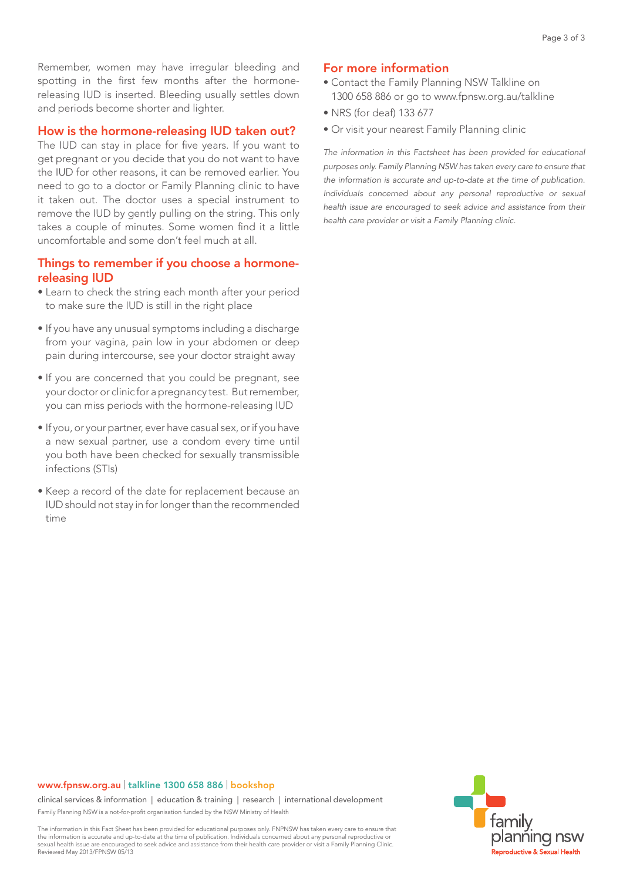Remember, women may have irregular bleeding and spotting in the first few months after the hormone-releasing IUD is inserted. Bleeding usually settles down and periods become shorter and lighter.

## How is the hormone-releasing IUD taken out?

The IUD can stay in place for five years. If you want to get pregnant or you decide that you do not want to have the IUD for other reasons, it can be removed earlier. You need to go to a doctor or Family Planning clinic to have it taken out. The doctor uses a special instrument to remove the IUD by gently pulling on the string. This only takes a couple of minutes. Some women find it a little uncomfortable and some don't feel much at all.

## Things to remember if you choose a hormone-releasing IUD

- Learn to check the string each month after your period to make sure the IUD is still in the right place
- If you have any unusual symptoms including a discharge from your vagina, pain low in your abdomen or deep pain during intercourse, see your doctor straight away
- If you are concerned that you could be pregnant, see your doctor or clinic for a pregnancy test. But remember, you can miss periods with the hormone-releasing IUD
- If you, or your partner, ever have casual sex, or if you have a new sexual partner, use a condom every time until you both have been checked for sexually transmissible infections (STIs)
- Keep a record of the date for replacement because an IUD should not stay in for longer than the recommended time

## For more information

- Contact the Family Planning NSW Talkline on 1300 658 886 or go to www.fpnsw.org.au/talkline
- NRS (for deaf) 133 677
- Or visit your nearest Family Planning clinic

*The information in this Factsheet has been provided for educational purposes only. Family Planning NSW has taken every care to ensure that the information is accurate and up-to-date at the time of publication. Individuals concerned about any personal reproductive or sexual health issue are encouraged to seek advice and assistance from their health care provider or visit a Family Planning clinic.*

**www.fpnsw.org.au** | **talkline 1300 658 886** | **bookshop**

clinical services & information | education & training | research | international development

Family Planning NSW is a not-for-profit organisation funded by the NSW Ministry of Health

The information in this Fact Sheet has been provided for educational purposes only. FNPNSW has taken every care to ensure that the information is accurate and up-to-date at the time of publication. Individuals concerned about any personal reproductive or sexual health issue are encouraged to seek advice and assistance from their health care provider or visit a Family Planning Clinic.
Reviewed May 2013/FPNSW 05/13

family planning nsw
Reproductive & Sexual Health